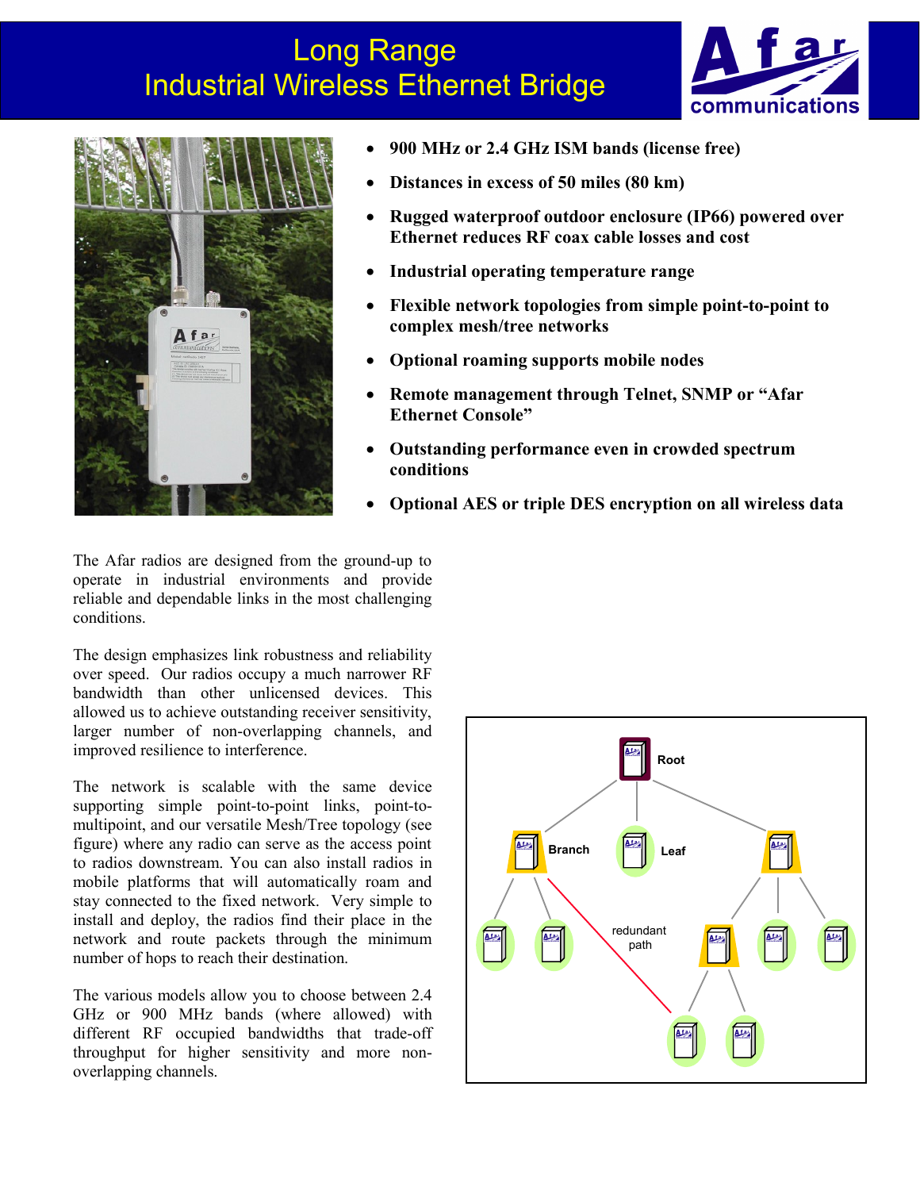# Long Range
# Industrial Wireless Ethernet Bridge

- **900 MHz or 2.4 GHz ISM bands (license free)**
- **Distances in excess of 50 miles (80 km)**
- **Rugged waterproof outdoor enclosure (IP66) powered over Ethernet reduces RF coax cable losses and cost**
- **Industrial operating temperature range**
- **Flexible network topologies from simple point-to-point to complex mesh/tree networks**
- **Optional roaming supports mobile nodes**
- **Remote management through Telnet, SNMP or "Afar Ethernet Console"**
- **Outstanding performance even in crowded spectrum conditions**
- **Optional AES or triple DES encryption on all wireless data**

The Afar radios are designed from the ground-up to operate in industrial environments and provide reliable and dependable links in the most challenging conditions.

The design emphasizes link robustness and reliability over speed. Our radios occupy a much narrower RF bandwidth than other unlicensed devices. This allowed us to achieve outstanding receiver sensitivity, larger number of non-overlapping channels, and improved resilience to interference.

The network is scalable with the same device supporting simple point-to-point links, point-to-multipoint, and our versatile Mesh/Tree topology (see figure) where any radio can serve as the access point to radios downstream. You can also install radios in mobile platforms that will automatically roam and stay connected to the fixed network. Very simple to install and deploy, the radios find their place in the network and route packets through the minimum number of hops to reach their destination.

The various models allow you to choose between 2.4 GHz or 900 MHz bands (where allowed) with different RF occupied bandwidths that trade-off throughput for higher sensitivity and more non-overlapping channels.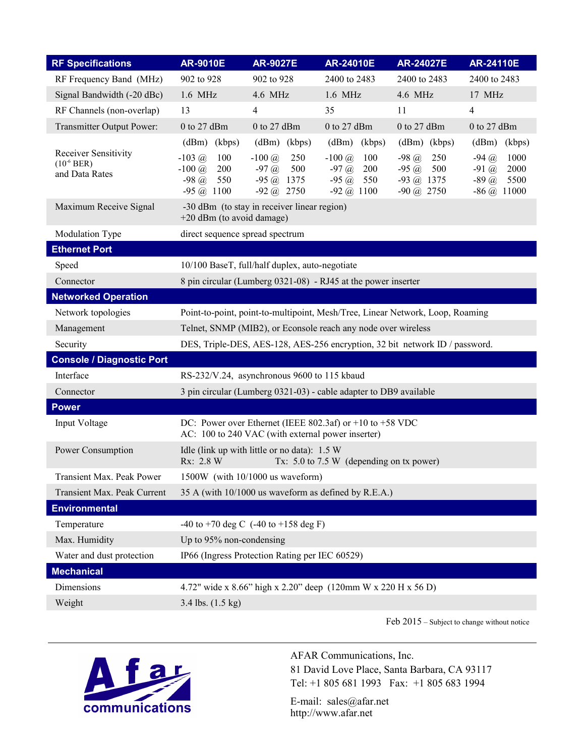| RF Specifications | AR-9010E | AR-9027E | AR-24010E | AR-24027E | AR-24110E |
|---|---|---|---|---|---|
| RF Frequency Band (MHz) | 902 to 928 | 902 to 928 | 2400 to 2483 | 2400 to 2483 | 2400 to 2483 |
| Signal Bandwidth (-20 dBc) | 1.6 MHz | 4.6 MHz | 1.6 MHz | 4.6 MHz | 17 MHz |
| RF Channels (non-overlap) | 13 | 4 | 35 | 11 | 4 |
| Transmitter Output Power: | 0 to 27 dBm | 0 to 27 dBm | 0 to 27 dBm | 0 to 27 dBm | 0 to 27 dBm |
| Receiver Sensitivity ($10^{-6}$ BER) and Data Rates | (dBm) (kbps)<br>-103 @ 100<br>-100 @ 200<br>-98 @ 550<br>-95 @ 1100 | (dBm) (kbps)<br>-100 @ 250<br>-97 @ 500<br>-95 @ 1375<br>-92 @ 2750 | (dBm) (kbps)<br>-100 @ 100<br>-97 @ 200<br>-95 @ 550<br>-92 @ 1100 | (dBm) (kbps)<br>-98 @ 250<br>-95 @ 500<br>-93 @ 1375<br>-90 @ 2750 | (dBm) (kbps)<br>-94 @ 1000<br>-91 @ 2000<br>-89 @ 5500<br>-86 @ 11000 |
| Maximum Receive Signal | -30 dBm (to stay in receiver linear region)<br>+20 dBm (to avoid damage) | | | | |
| Modulation Type | direct sequence spread spectrum | | | | |
| **Ethernet Port** | | | | | |
| Speed | 10/100 BaseT, full/half duplex, auto-negotiate | | | | |
| Connector | 8 pin circular (Lumberg 0321-08) - RJ45 at the power inserter | | | | |
| **Networked Operation** | | | | | |
| Network topologies | Point-to-point, point-to-multipoint, Mesh/Tree, Linear Network, Loop, Roaming | | | | |
| Management | Telnet, SNMP (MIB2), or Econsole reach any node over wireless | | | | |
| Security | DES, Triple-DES, AES-128, AES-256 encryption, 32 bit network ID / password. | | | | |
| **Console / Diagnostic Port** | | | | | |
| Interface | RS-232/V.24, asynchronous 9600 to 115 kbaud | | | | |
| Connector | 3 pin circular (Lumberg 0321-03) - cable adapter to DB9 available | | | | |
| **Power** | | | | | |
| Input Voltage | DC: Power over Ethernet (IEEE 802.3af) or +10 to +58 VDC<br>AC: 100 to 240 VAC (with external power inserter) | | | | |
| Power Consumption | Idle (link up with little or no data): 1.5 W<br>Rx: 2.8 W Tx: 5.0 to 7.5 W (depending on tx power) | | | | |
| Transient Max. Peak Power | 1500W (with 10/1000 us waveform) | | | | |
| Transient Max. Peak Current | 35 A (with 10/1000 us waveform as defined by R.E.A.) | | | | |
| **Environmental** | | | | | |
| Temperature | -40 to +70 deg C (-40 to +158 deg F) | | | | |
| Max. Humidity | Up to 95% non-condensing | | | | |
| Water and dust protection | IP66 (Ingress Protection Rating per IEC 60529) | | | | |
| **Mechanical** | | | | | |
| Dimensions | 4.72" wide x 8.66" high x 2.20" deep (120mm W x 220 H x 56 D) | | | | |
| Weight | 3.4 lbs. (1.5 kg) | | | | |

Feb 2015 – Subject to change without notice

Afar communications

AFAR Communications, Inc.
81 David Love Place, Santa Barbara, CA 93117
Tel: +1 805 681 1993 Fax: +1 805 683 1994

E-mail: sales@afar.net
http://www.afar.net